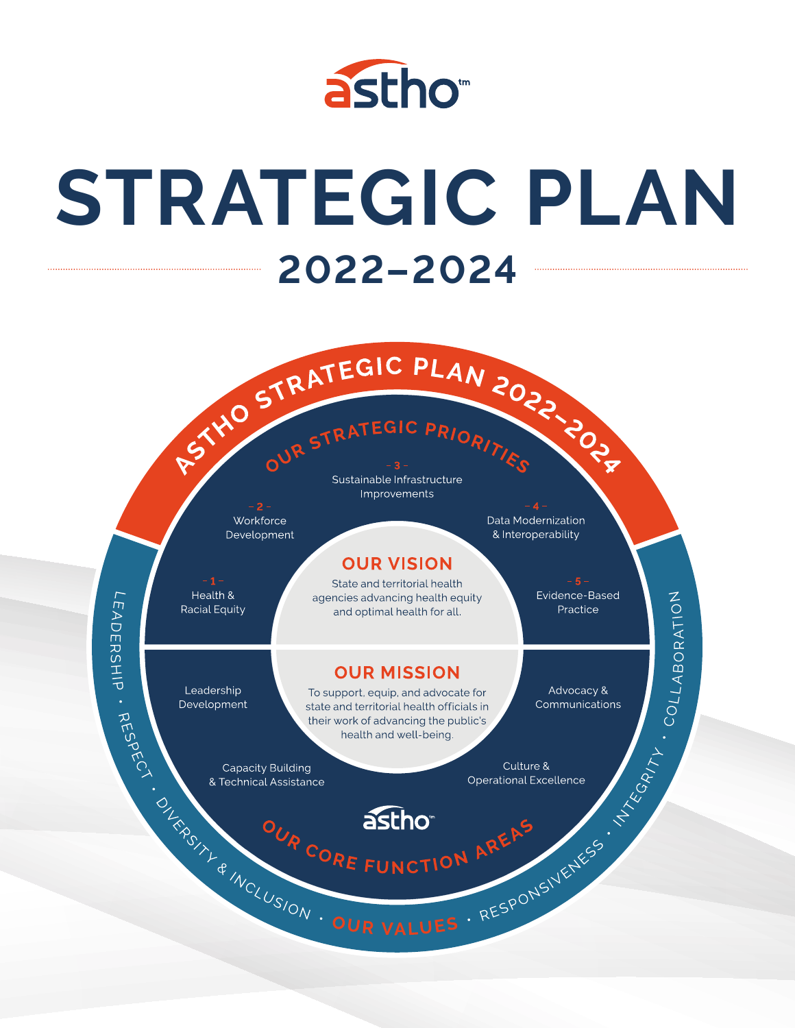astho™

# STRATEGIC PLAN

## 2022–2024

ASTHO STRATEGIC PLAN 2022–2024

### OUR STRATEGIC PRIORITIES

1. Health & Racial Equity
2. Workforce Development
3. Sustainable Infrastructure Improvements
4. Data Modernization & Interoperability
5. Evidence-Based Practice

### OUR VISION

State and territorial health agencies advancing health equity and optimal health for all.

### OUR MISSION

To support, equip, and advocate for state and territorial health officials in their work of advancing the public's health and well-being.

### OUR CORE FUNCTION AREAS

- Leadership Development
- Advocacy & Communications
- Capacity Building & Technical Assistance
- Culture & Operational Excellence

### OUR VALUES

Leadership • Respect • Diversity & Inclusion • Responsiveness • Integrity • Collaboration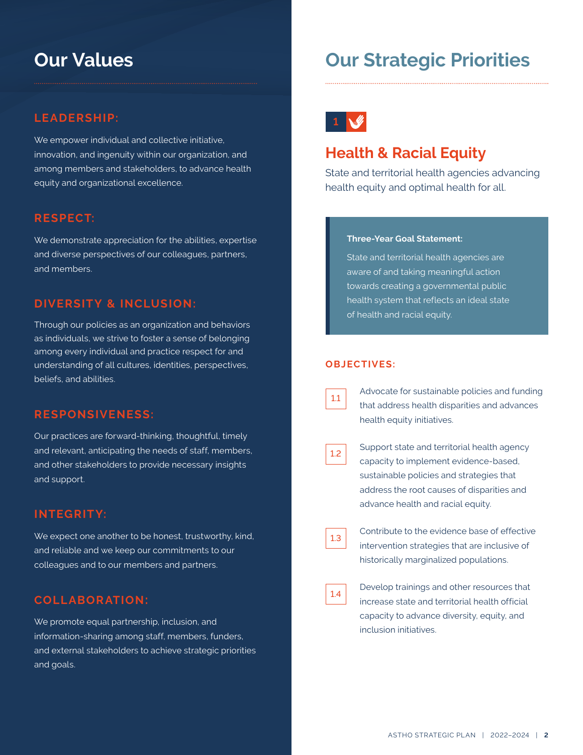# Our Values

### LEADERSHIP:

We empower individual and collective initiative, innovation, and ingenuity within our organization, and among members and stakeholders, to advance health equity and organizational excellence.

### RESPECT:

We demonstrate appreciation for the abilities, expertise and diverse perspectives of our colleagues, partners, and members.

### DIVERSITY & INCLUSION:

Through our policies as an organization and behaviors as individuals, we strive to foster a sense of belonging among every individual and practice respect for and understanding of all cultures, identities, perspectives, beliefs, and abilities.

### RESPONSIVENESS:

Our practices are forward-thinking, thoughtful, timely and relevant, anticipating the needs of staff, members, and other stakeholders to provide necessary insights and support.

### INTEGRITY:

We expect one another to be honest, trustworthy, kind, and reliable and we keep our commitments to our colleagues and to our members and partners.

### COLLABORATION:

We promote equal partnership, inclusion, and information-sharing among staff, members, funders, and external stakeholders to achieve strategic priorities and goals.

# Our Strategic Priorities

1

## Health & Racial Equity

State and territorial health agencies advancing health equity and optimal health for all.

**Three-Year Goal Statement:**

State and territorial health agencies are aware of and taking meaningful action towards creating a governmental public health system that reflects an ideal state of health and racial equity.

### OBJECTIVES:

1.1 Advocate for sustainable policies and funding that address health disparities and advances health equity initiatives.

1.2 Support state and territorial health agency capacity to implement evidence-based, sustainable policies and strategies that address the root causes of disparities and advance health and racial equity.

1.3 Contribute to the evidence base of effective intervention strategies that are inclusive of historically marginalized populations.

1.4 Develop trainings and other resources that increase state and territorial health official capacity to advance diversity, equity, and inclusion initiatives.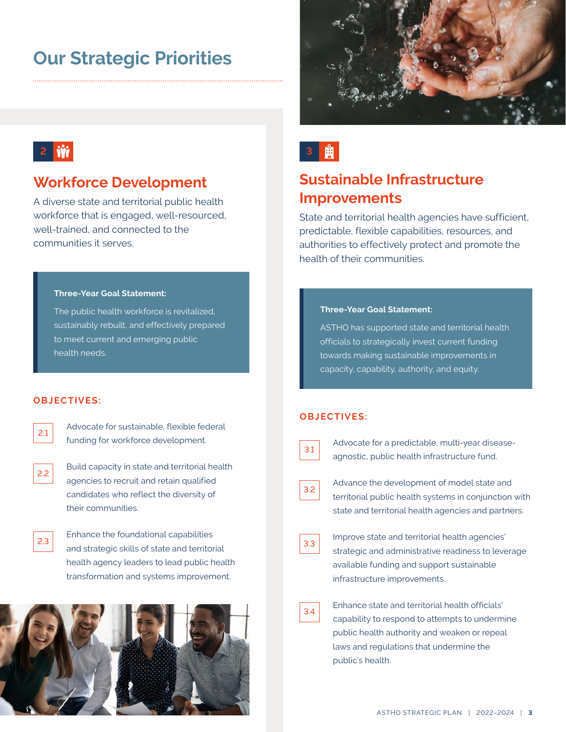# Our Strategic Priorities

## 2 Workforce Development

A diverse state and territorial public health workforce that is engaged, well-resourced, well-trained, and connected to the communities it serves.

> **Three-Year Goal Statement:**
>
> The public health workforce is revitalized, sustainably rebuilt, and effectively prepared to meet current and emerging public health needs.

### OBJECTIVES:

- **2.1** Advocate for sustainable, flexible federal funding for workforce development.
- **2.2** Build capacity in state and territorial health agencies to recruit and retain qualified candidates who reflect the diversity of their communities.
- **2.3** Enhance the foundational capabilities and strategic skills of state and territorial health agency leaders to lead public health transformation and systems improvement.

## 3 Sustainable Infrastructure Improvements

State and territorial health agencies have sufficient, predictable, flexible capabilities, resources, and authorities to effectively protect and promote the health of their communities.

> **Three-Year Goal Statement:**
>
> ASTHO has supported state and territorial health officials to strategically invest current funding towards making sustainable improvements in capacity, capability, authority, and equity.

### OBJECTIVES:

- **3.1** Advocate for a predictable, multi-year disease-agnostic, public health infrastructure fund.
- **3.2** Advance the development of model state and territorial public health systems in conjunction with state and territorial health agencies and partners.
- **3.3** Improve state and territorial health agencies' strategic and administrative readiness to leverage available funding and support sustainable infrastructure improvements.
- **3.4** Enhance state and territorial health officials' capability to respond to attempts to undermine public health authority and weaken or repeal laws and regulations that undermine the public's health.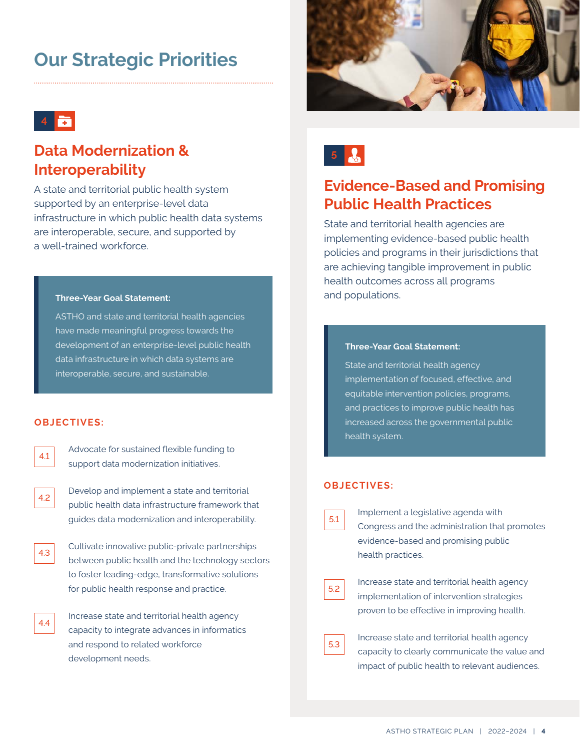# Our Strategic Priorities

## 4 Data Modernization & Interoperability

A state and territorial public health system supported by an enterprise-level data infrastructure in which public health data systems are interoperable, secure, and supported by a well-trained workforce.

**Three-Year Goal Statement:**

ASTHO and state and territorial health agencies have made meaningful progress towards the development of an enterprise-level public health data infrastructure in which data systems are interoperable, secure, and sustainable.

### OBJECTIVES:

4.1 Advocate for sustained flexible funding to support data modernization initiatives.

4.2 Develop and implement a state and territorial public health data infrastructure framework that guides data modernization and interoperability.

4.3 Cultivate innovative public-private partnerships between public health and the technology sectors to foster leading-edge, transformative solutions for public health response and practice.

4.4 Increase state and territorial health agency capacity to integrate advances in informatics and respond to related workforce development needs.

## 5 Evidence-Based and Promising Public Health Practices

State and territorial health agencies are implementing evidence-based public health policies and programs in their jurisdictions that are achieving tangible improvement in public health outcomes across all programs and populations.

**Three-Year Goal Statement:**

State and territorial health agency implementation of focused, effective, and equitable intervention policies, programs, and practices to improve public health has increased across the governmental public health system.

### OBJECTIVES:

5.1 Implement a legislative agenda with Congress and the administration that promotes evidence-based and promising public health practices.

5.2 Increase state and territorial health agency implementation of intervention strategies proven to be effective in improving health.

5.3 Increase state and territorial health agency capacity to clearly communicate the value and impact of public health to relevant audiences.